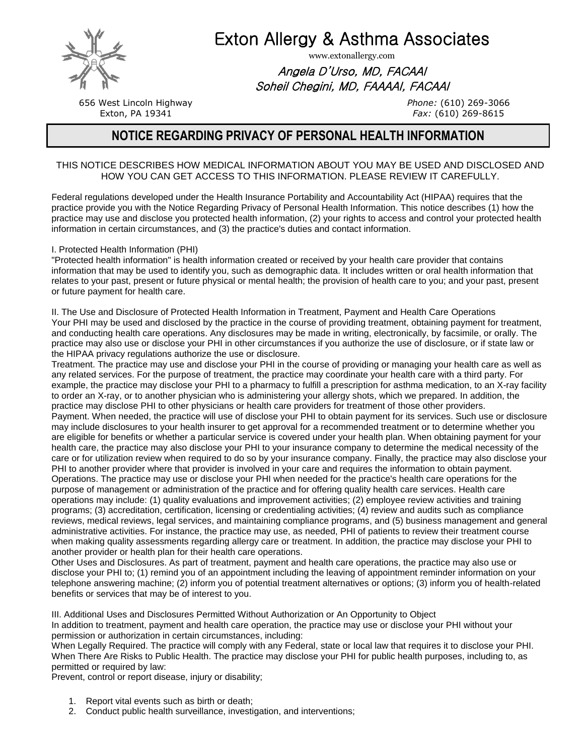# Exton Allergy & Asthma Associates

www.extonallergy.com

*Angela D'Urso, MD, FACAAI*
*Soheil Chegini, MD, FAAAAI, FACAAI*

656 West Lincoln Highway
Exton, PA 19341

*Phone:* (610) 269-3066
*Fax:* (610) 269-8615

## NOTICE REGARDING PRIVACY OF PERSONAL HEALTH INFORMATION

THIS NOTICE DESCRIBES HOW MEDICAL INFORMATION ABOUT YOU MAY BE USED AND DISCLOSED AND HOW YOU CAN GET ACCESS TO THIS INFORMATION. PLEASE REVIEW IT CAREFULLY.

Federal regulations developed under the Health Insurance Portability and Accountability Act (HIPAA) requires that the practice provide you with the Notice Regarding Privacy of Personal Health Information. This notice describes (1) how the practice may use and disclose you protected health information, (2) your rights to access and control your protected health information in certain circumstances, and (3) the practice's duties and contact information.

I. Protected Health Information (PHI)
"Protected health information" is health information created or received by your health care provider that contains information that may be used to identify you, such as demographic data. It includes written or oral health information that relates to your past, present or future physical or mental health; the provision of health care to you; and your past, present or future payment for health care.

II. The Use and Disclosure of Protected Health Information in Treatment, Payment and Health Care Operations
Your PHI may be used and disclosed by the practice in the course of providing treatment, obtaining payment for treatment, and conducting health care operations. Any disclosures may be made in writing, electronically, by facsimile, or orally. The practice may also use or disclose your PHI in other circumstances if you authorize the use of disclosure, or if state law or the HIPAA privacy regulations authorize the use or disclosure.
Treatment. The practice may use and disclose your PHI in the course of providing or managing your health care as well as any related services. For the purpose of treatment, the practice may coordinate your health care with a third party. For example, the practice may disclose your PHI to a pharmacy to fulfill a prescription for asthma medication, to an X-ray facility to order an X-ray, or to another physician who is administering your allergy shots, which we prepared. In addition, the practice may disclose PHI to other physicians or health care providers for treatment of those other providers.
Payment. When needed, the practice will use of disclose your PHI to obtain payment for its services. Such use or disclosure may include disclosures to your health insurer to get approval for a recommended treatment or to determine whether you are eligible for benefits or whether a particular service is covered under your health plan. When obtaining payment for your health care, the practice may also disclose your PHI to your insurance company to determine the medical necessity of the care or for utilization review when required to do so by your insurance company. Finally, the practice may also disclose your PHI to another provider where that provider is involved in your care and requires the information to obtain payment.
Operations. The practice may use or disclose your PHI when needed for the practice's health care operations for the purpose of management or administration of the practice and for offering quality health care services. Health care operations may include: (1) quality evaluations and improvement activities; (2) employee review activities and training programs; (3) accreditation, certification, licensing or credentialing activities; (4) review and audits such as compliance reviews, medical reviews, legal services, and maintaining compliance programs, and (5) business management and general administrative activities. For instance, the practice may use, as needed, PHI of patients to review their treatment course when making quality assessments regarding allergy care or treatment. In addition, the practice may disclose your PHI to another provider or health plan for their health care operations.
Other Uses and Disclosures. As part of treatment, payment and health care operations, the practice may also use or disclose your PHI to; (1) remind you of an appointment including the leaving of appointment reminder information on your telephone answering machine; (2) inform you of potential treatment alternatives or options; (3) inform you of health-related benefits or services that may be of interest to you.

III. Additional Uses and Disclosures Permitted Without Authorization or An Opportunity to Object
In addition to treatment, payment and health care operation, the practice may use or disclose your PHI without your permission or authorization in certain circumstances, including:
When Legally Required. The practice will comply with any Federal, state or local law that requires it to disclose your PHI.
When There Are Risks to Public Health. The practice may disclose your PHI for public health purposes, including to, as permitted or required by law:
Prevent, control or report disease, injury or disability;

1. Report vital events such as birth or death;
2. Conduct public health surveillance, investigation, and interventions;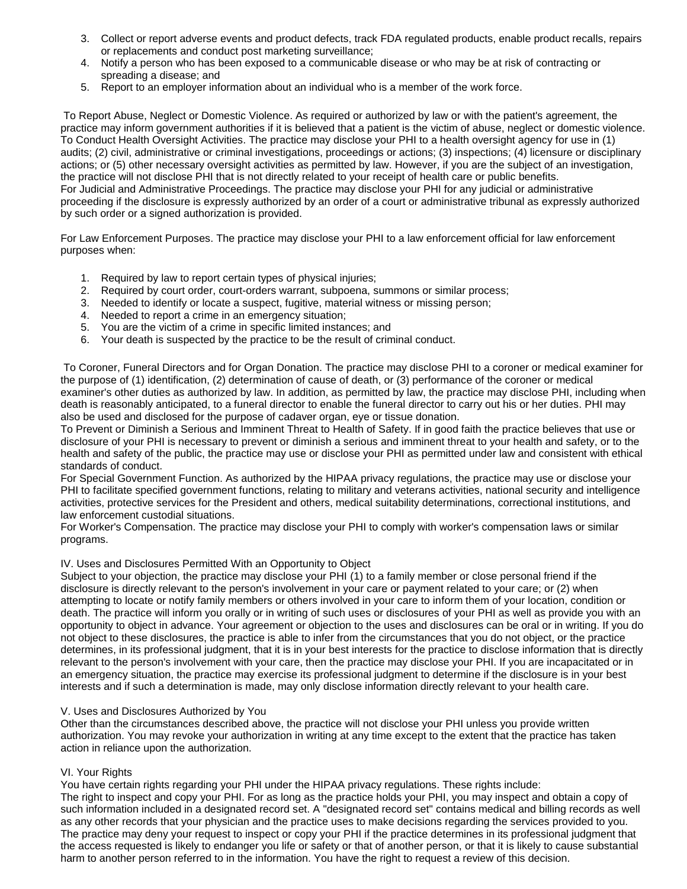3. Collect or report adverse events and product defects, track FDA regulated products, enable product recalls, repairs or replacements and conduct post marketing surveillance;
4. Notify a person who has been exposed to a communicable disease or who may be at risk of contracting or spreading a disease; and
5. Report to an employer information about an individual who is a member of the work force.

To Report Abuse, Neglect or Domestic Violence. As required or authorized by law or with the patient's agreement, the practice may inform government authorities if it is believed that a patient is the victim of abuse, neglect or domestic violence.
To Conduct Health Oversight Activities. The practice may disclose your PHI to a health oversight agency for use in (1) audits; (2) civil, administrative or criminal investigations, proceedings or actions; (3) inspections; (4) licensure or disciplinary actions; or (5) other necessary oversight activities as permitted by law. However, if you are the subject of an investigation, the practice will not disclose PHI that is not directly related to your receipt of health care or public benefits.
For Judicial and Administrative Proceedings. The practice may disclose your PHI for any judicial or administrative proceeding if the disclosure is expressly authorized by an order of a court or administrative tribunal as expressly authorized by such order or a signed authorization is provided.

For Law Enforcement Purposes. The practice may disclose your PHI to a law enforcement official for law enforcement purposes when:

1. Required by law to report certain types of physical injuries;
2. Required by court order, court-orders warrant, subpoena, summons or similar process;
3. Needed to identify or locate a suspect, fugitive, material witness or missing person;
4. Needed to report a crime in an emergency situation;
5. You are the victim of a crime in specific limited instances; and
6. Your death is suspected by the practice to be the result of criminal conduct.

To Coroner, Funeral Directors and for Organ Donation. The practice may disclose PHI to a coroner or medical examiner for the purpose of (1) identification, (2) determination of cause of death, or (3) performance of the coroner or medical examiner's other duties as authorized by law. In addition, as permitted by law, the practice may disclose PHI, including when death is reasonably anticipated, to a funeral director to enable the funeral director to carry out his or her duties. PHI may also be used and disclosed for the purpose of cadaver organ, eye or tissue donation.
To Prevent or Diminish a Serious and Imminent Threat to Health of Safety. If in good faith the practice believes that use or disclosure of your PHI is necessary to prevent or diminish a serious and imminent threat to your health and safety, or to the health and safety of the public, the practice may use or disclose your PHI as permitted under law and consistent with ethical standards of conduct.
For Special Government Function. As authorized by the HIPAA privacy regulations, the practice may use or disclose your PHI to facilitate specified government functions, relating to military and veterans activities, national security and intelligence activities, protective services for the President and others, medical suitability determinations, correctional institutions, and law enforcement custodial situations.
For Worker's Compensation. The practice may disclose your PHI to comply with worker's compensation laws or similar programs.

IV. Uses and Disclosures Permitted With an Opportunity to Object
Subject to your objection, the practice may disclose your PHI (1) to a family member or close personal friend if the disclosure is directly relevant to the person's involvement in your care or payment related to your care; or (2) when attempting to locate or notify family members or others involved in your care to inform them of your location, condition or death. The practice will inform you orally or in writing of such uses or disclosures of your PHI as well as provide you with an opportunity to object in advance. Your agreement or objection to the uses and disclosures can be oral or in writing. If you do not object to these disclosures, the practice is able to infer from the circumstances that you do not object, or the practice determines, in its professional judgment, that it is in your best interests for the practice to disclose information that is directly relevant to the person's involvement with your care, then the practice may disclose your PHI. If you are incapacitated or in an emergency situation, the practice may exercise its professional judgment to determine if the disclosure is in your best interests and if such a determination is made, may only disclose information directly relevant to your health care.

V. Uses and Disclosures Authorized by You
Other than the circumstances described above, the practice will not disclose your PHI unless you provide written authorization. You may revoke your authorization in writing at any time except to the extent that the practice has taken action in reliance upon the authorization.

VI. Your Rights
You have certain rights regarding your PHI under the HIPAA privacy regulations. These rights include:
The right to inspect and copy your PHI. For as long as the practice holds your PHI, you may inspect and obtain a copy of such information included in a designated record set. A "designated record set" contains medical and billing records as well as any other records that your physician and the practice uses to make decisions regarding the services provided to you. The practice may deny your request to inspect or copy your PHI if the practice determines in its professional judgment that the access requested is likely to endanger you life or safety or that of another person, or that it is likely to cause substantial harm to another person referred to in the information. You have the right to request a review of this decision.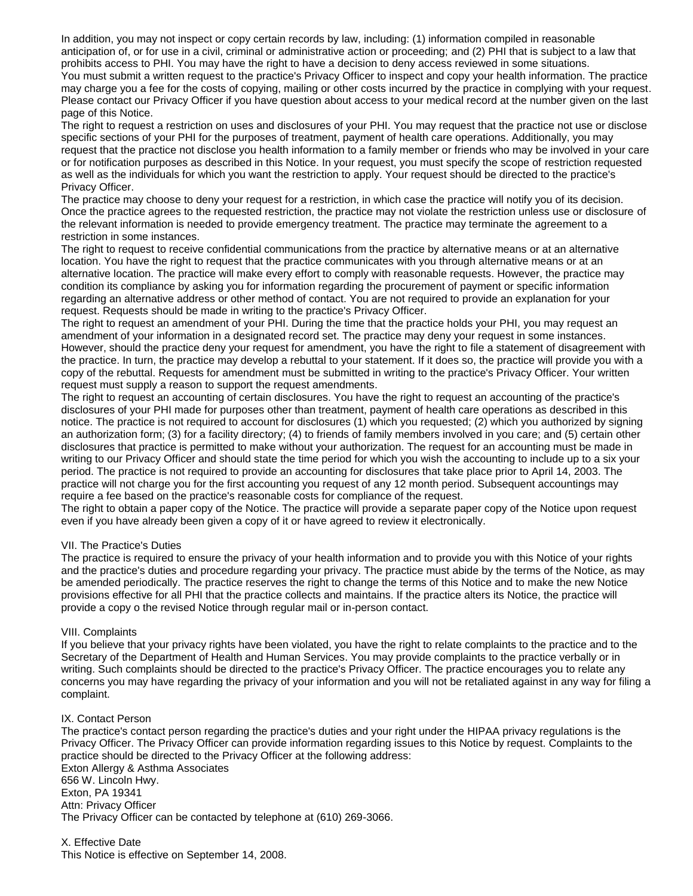In addition, you may not inspect or copy certain records by law, including: (1) information compiled in reasonable anticipation of, or for use in a civil, criminal or administrative action or proceeding; and (2) PHI that is subject to a law that prohibits access to PHI. You may have the right to have a decision to deny access reviewed in some situations.
You must submit a written request to the practice's Privacy Officer to inspect and copy your health information. The practice may charge you a fee for the costs of copying, mailing or other costs incurred by the practice in complying with your request. Please contact our Privacy Officer if you have question about access to your medical record at the number given on the last page of this Notice.

The right to request a restriction on uses and disclosures of your PHI. You may request that the practice not use or disclose specific sections of your PHI for the purposes of treatment, payment of health care operations. Additionally, you may request that the practice not disclose you health information to a family member or friends who may be involved in your care or for notification purposes as described in this Notice. In your request, you must specify the scope of restriction requested as well as the individuals for which you want the restriction to apply. Your request should be directed to the practice's Privacy Officer.

The practice may choose to deny your request for a restriction, in which case the practice will notify you of its decision. Once the practice agrees to the requested restriction, the practice may not violate the restriction unless use or disclosure of the relevant information is needed to provide emergency treatment. The practice may terminate the agreement to a restriction in some instances.

The right to request to receive confidential communications from the practice by alternative means or at an alternative location. You have the right to request that the practice communicates with you through alternative means or at an alternative location. The practice will make every effort to comply with reasonable requests. However, the practice may condition its compliance by asking you for information regarding the procurement of payment or specific information regarding an alternative address or other method of contact. You are not required to provide an explanation for your request. Requests should be made in writing to the practice's Privacy Officer.

The right to request an amendment of your PHI. During the time that the practice holds your PHI, you may request an amendment of your information in a designated record set. The practice may deny your request in some instances. However, should the practice deny your request for amendment, you have the right to file a statement of disagreement with the practice. In turn, the practice may develop a rebuttal to your statement. If it does so, the practice will provide you with a copy of the rebuttal. Requests for amendment must be submitted in writing to the practice's Privacy Officer. Your written request must supply a reason to support the request amendments.

The right to request an accounting of certain disclosures. You have the right to request an accounting of the practice's disclosures of your PHI made for purposes other than treatment, payment of health care operations as described in this notice. The practice is not required to account for disclosures (1) which you requested; (2) which you authorized by signing an authorization form; (3) for a facility directory; (4) to friends of family members involved in you care; and (5) certain other disclosures that practice is permitted to make without your authorization. The request for an accounting must be made in writing to our Privacy Officer and should state the time period for which you wish the accounting to include up to a six your period. The practice is not required to provide an accounting for disclosures that take place prior to April 14, 2003. The practice will not charge you for the first accounting you request of any 12 month period. Subsequent accountings may require a fee based on the practice's reasonable costs for compliance of the request.

The right to obtain a paper copy of the Notice. The practice will provide a separate paper copy of the Notice upon request even if you have already been given a copy of it or have agreed to review it electronically.

## VII. The Practice's Duties

The practice is required to ensure the privacy of your health information and to provide you with this Notice of your rights and the practice's duties and procedure regarding your privacy. The practice must abide by the terms of the Notice, as may be amended periodically. The practice reserves the right to change the terms of this Notice and to make the new Notice provisions effective for all PHI that the practice collects and maintains. If the practice alters its Notice, the practice will provide a copy o the revised Notice through regular mail or in-person contact.

## VIII. Complaints

If you believe that your privacy rights have been violated, you have the right to relate complaints to the practice and to the Secretary of the Department of Health and Human Services. You may provide complaints to the practice verbally or in writing. Such complaints should be directed to the practice's Privacy Officer. The practice encourages you to relate any concerns you may have regarding the privacy of your information and you will not be retaliated against in any way for filing a complaint.

## IX. Contact Person

The practice's contact person regarding the practice's duties and your right under the HIPAA privacy regulations is the Privacy Officer. The Privacy Officer can provide information regarding issues to this Notice by request. Complaints to the practice should be directed to the Privacy Officer at the following address:

Exton Allergy & Asthma Associates
656 W. Lincoln Hwy.
Exton, PA 19341
Attn: Privacy Officer
The Privacy Officer can be contacted by telephone at (610) 269-3066.

## X. Effective Date

This Notice is effective on September 14, 2008.